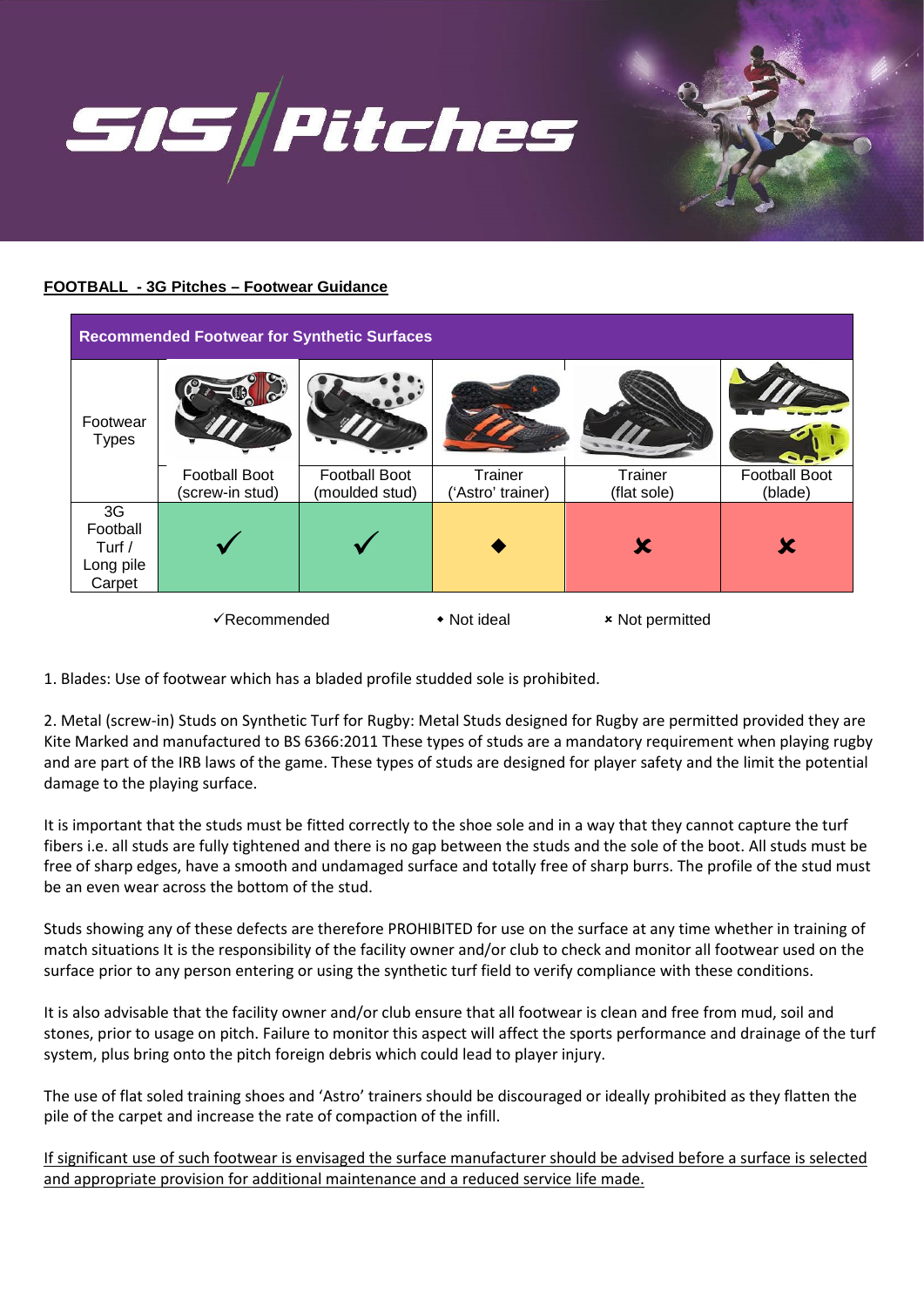# SIS Pitches

**FOOTBALL - 3G Pitches – Footwear Guidance**

| Recommended Footwear for Synthetic Surfaces | | | | | |
|---|---|---|---|---|---|
| Footwear Types | Football Boot (screw-in stud) | Football Boot (moulded stud) | Trainer (‘Astro’ trainer) | Trainer (flat sole) | Football Boot (blade) |
| 3G Football Turf / Long pile Carpet | ✓ | ✓ | ◆ | ✘ | ✘ |

✓Recommended ◆ Not ideal ✘ Not permitted

1. Blades: Use of footwear which has a bladed profile studded sole is prohibited.

2. Metal (screw-in) Studs on Synthetic Turf for Rugby: Metal Studs designed for Rugby are permitted provided they are Kite Marked and manufactured to BS 6366:2011 These types of studs are a mandatory requirement when playing rugby and are part of the IRB laws of the game. These types of studs are designed for player safety and the limit the potential damage to the playing surface.

It is important that the studs must be fitted correctly to the shoe sole and in a way that they cannot capture the turf fibers i.e. all studs are fully tightened and there is no gap between the studs and the sole of the boot. All studs must be free of sharp edges, have a smooth and undamaged surface and totally free of sharp burrs. The profile of the stud must be an even wear across the bottom of the stud.

Studs showing any of these defects are therefore PROHIBITED for use on the surface at any time whether in training of match situations It is the responsibility of the facility owner and/or club to check and monitor all footwear used on the surface prior to any person entering or using the synthetic turf field to verify compliance with these conditions.

It is also advisable that the facility owner and/or club ensure that all footwear is clean and free from mud, soil and stones, prior to usage on pitch. Failure to monitor this aspect will affect the sports performance and drainage of the turf system, plus bring onto the pitch foreign debris which could lead to player injury.

The use of flat soled training shoes and ‘Astro’ trainers should be discouraged or ideally prohibited as they flatten the pile of the carpet and increase the rate of compaction of the infill.

<u>If significant use of such footwear is envisaged the surface manufacturer should be advised before a surface is selected and appropriate provision for additional maintenance and a reduced service life made.</u>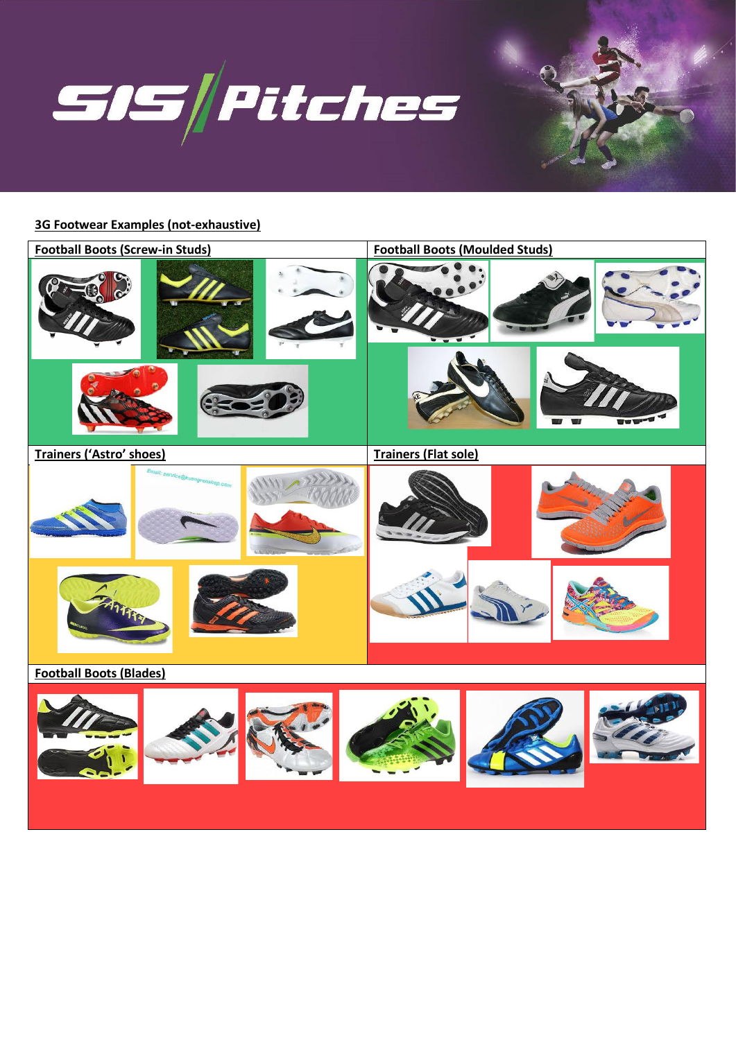## 3G Footwear Examples (not-exhaustive)

**Football Boots (Screw-in Studs)**

**Football Boots (Moulded Studs)**

**Trainers ('Astro' shoes)**

**Trainers (Flat sole)**

**Football Boots (Blades)**